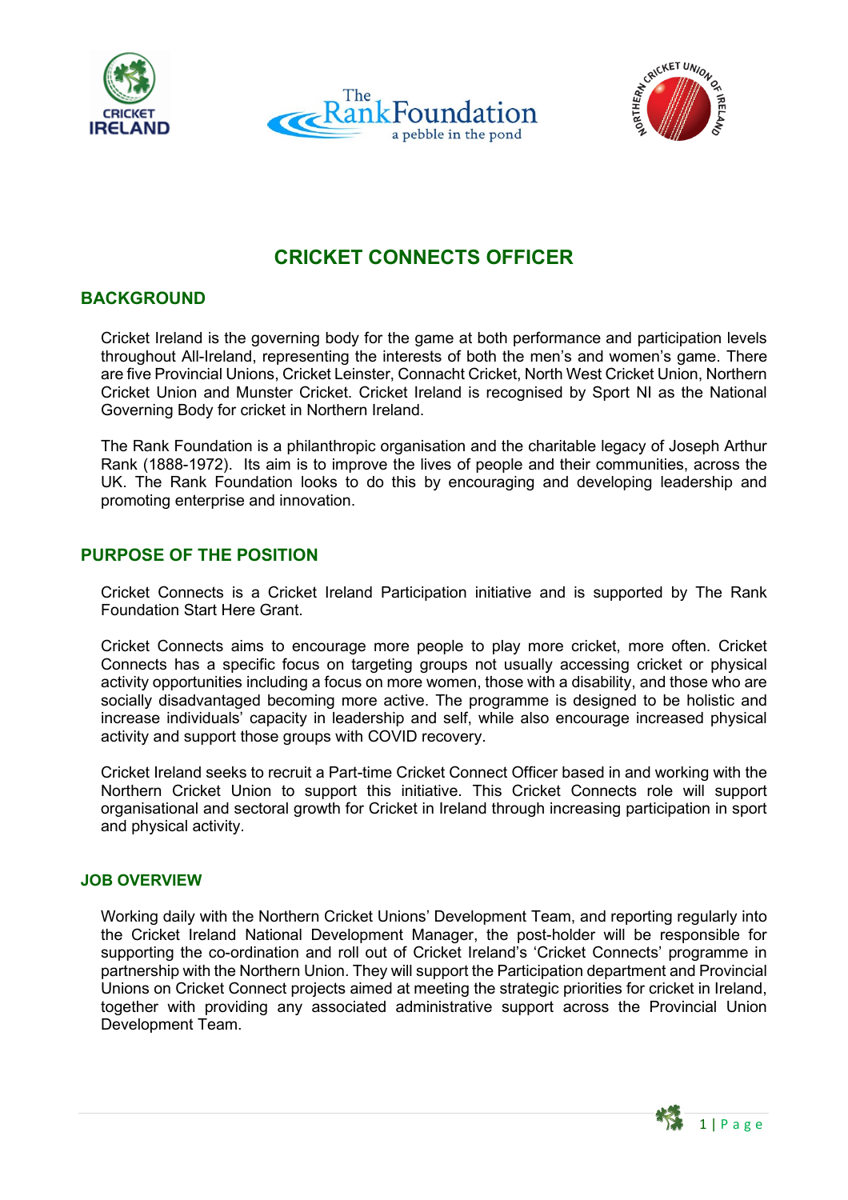# CRICKET CONNECTS OFFICER

## BACKGROUND

Cricket Ireland is the governing body for the game at both performance and participation levels throughout All-Ireland, representing the interests of both the men's and women's game. There are five Provincial Unions, Cricket Leinster, Connacht Cricket, North West Cricket Union, Northern Cricket Union and Munster Cricket. Cricket Ireland is recognised by Sport NI as the National Governing Body for cricket in Northern Ireland.

The Rank Foundation is a philanthropic organisation and the charitable legacy of Joseph Arthur Rank (1888-1972). Its aim is to improve the lives of people and their communities, across the UK. The Rank Foundation looks to do this by encouraging and developing leadership and promoting enterprise and innovation.

## PURPOSE OF THE POSITION

Cricket Connects is a Cricket Ireland Participation initiative and is supported by The Rank Foundation Start Here Grant.

Cricket Connects aims to encourage more people to play more cricket, more often. Cricket Connects has a specific focus on targeting groups not usually accessing cricket or physical activity opportunities including a focus on more women, those with a disability, and those who are socially disadvantaged becoming more active. The programme is designed to be holistic and increase individuals' capacity in leadership and self, while also encourage increased physical activity and support those groups with COVID recovery.

Cricket Ireland seeks to recruit a Part-time Cricket Connect Officer based in and working with the Northern Cricket Union to support this initiative. This Cricket Connects role will support organisational and sectoral growth for Cricket in Ireland through increasing participation in sport and physical activity.

### JOB OVERVIEW

Working daily with the Northern Cricket Unions' Development Team, and reporting regularly into the Cricket Ireland National Development Manager, the post-holder will be responsible for supporting the co-ordination and roll out of Cricket Ireland's 'Cricket Connects' programme in partnership with the Northern Union. They will support the Participation department and Provincial Unions on Cricket Connect projects aimed at meeting the strategic priorities for cricket in Ireland, together with providing any associated administrative support across the Provincial Union Development Team.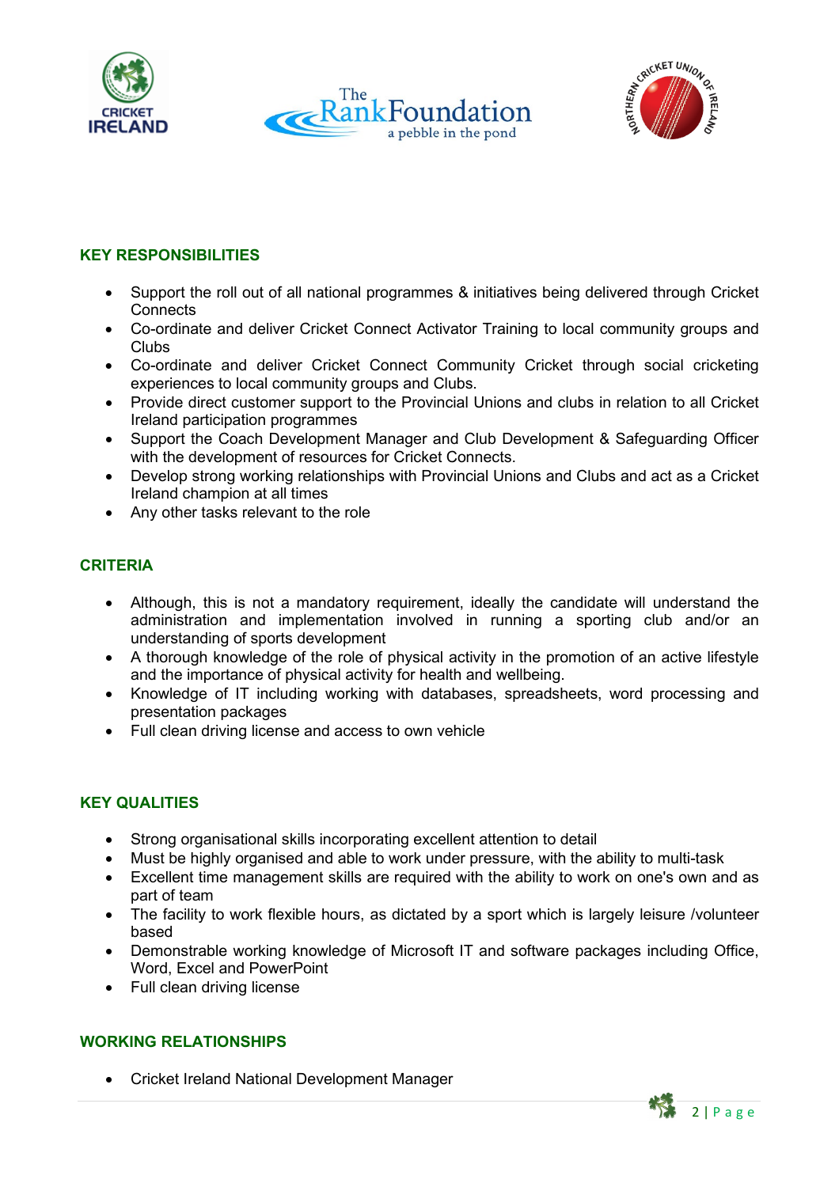## KEY RESPONSIBILITIES

- Support the roll out of all national programmes & initiatives being delivered through Cricket Connects
- Co-ordinate and deliver Cricket Connect Activator Training to local community groups and Clubs
- Co-ordinate and deliver Cricket Connect Community Cricket through social cricketing experiences to local community groups and Clubs.
- Provide direct customer support to the Provincial Unions and clubs in relation to all Cricket Ireland participation programmes
- Support the Coach Development Manager and Club Development & Safeguarding Officer with the development of resources for Cricket Connects.
- Develop strong working relationships with Provincial Unions and Clubs and act as a Cricket Ireland champion at all times
- Any other tasks relevant to the role

## CRITERIA

- Although, this is not a mandatory requirement, ideally the candidate will understand the administration and implementation involved in running a sporting club and/or an understanding of sports development
- A thorough knowledge of the role of physical activity in the promotion of an active lifestyle and the importance of physical activity for health and wellbeing.
- Knowledge of IT including working with databases, spreadsheets, word processing and presentation packages
- Full clean driving license and access to own vehicle

## KEY QUALITIES

- Strong organisational skills incorporating excellent attention to detail
- Must be highly organised and able to work under pressure, with the ability to multi-task
- Excellent time management skills are required with the ability to work on one's own and as part of team
- The facility to work flexible hours, as dictated by a sport which is largely leisure /volunteer based
- Demonstrable working knowledge of Microsoft IT and software packages including Office, Word, Excel and PowerPoint
- Full clean driving license

## WORKING RELATIONSHIPS

- Cricket Ireland National Development Manager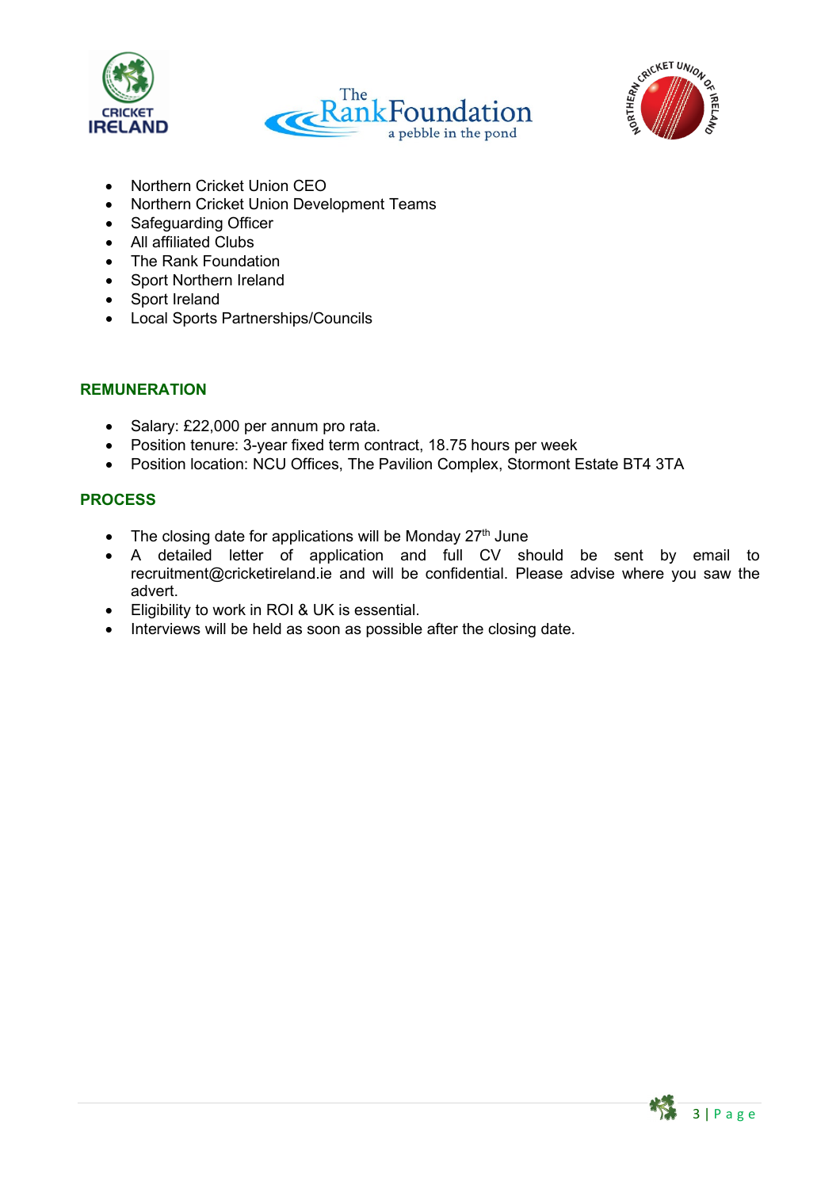- Northern Cricket Union CEO
- Northern Cricket Union Development Teams
- Safeguarding Officer
- All affiliated Clubs
- The Rank Foundation
- Sport Northern Ireland
- Sport Ireland
- Local Sports Partnerships/Councils

## REMUNERATION

- Salary: £22,000 per annum pro rata.
- Position tenure: 3-year fixed term contract, 18.75 hours per week
- Position location: NCU Offices, The Pavilion Complex, Stormont Estate BT4 3TA

## PROCESS

- The closing date for applications will be Monday 27th June
- A detailed letter of application and full CV should be sent by email to recruitment@cricketireland.ie and will be confidential. Please advise where you saw the advert.
- Eligibility to work in ROI & UK is essential.
- Interviews will be held as soon as possible after the closing date.